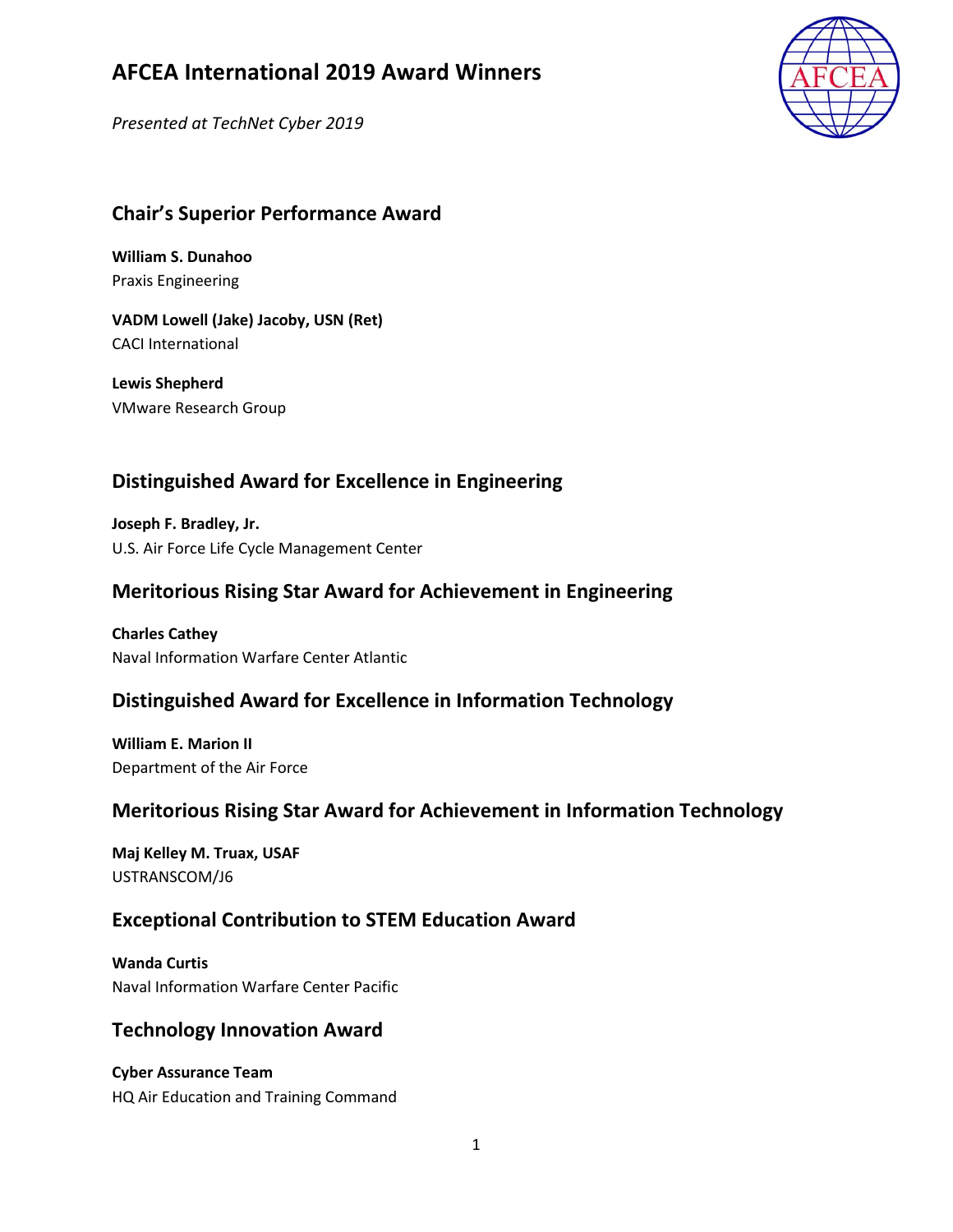# AFCEA International 2019 Award Winners

*Presented at TechNet Cyber 2019*

## Chair's Superior Performance Award

**William S. Dunahoo**
Praxis Engineering

**VADM Lowell (Jake) Jacoby, USN (Ret)**
CACI International

**Lewis Shepherd**
VMware Research Group

## Distinguished Award for Excellence in Engineering

**Joseph F. Bradley, Jr.**
U.S. Air Force Life Cycle Management Center

## Meritorious Rising Star Award for Achievement in Engineering

**Charles Cathey**
Naval Information Warfare Center Atlantic

## Distinguished Award for Excellence in Information Technology

**William E. Marion II**
Department of the Air Force

## Meritorious Rising Star Award for Achievement in Information Technology

**Maj Kelley M. Truax, USAF**
USTRANSCOM/J6

## Exceptional Contribution to STEM Education Award

**Wanda Curtis**
Naval Information Warfare Center Pacific

## Technology Innovation Award

**Cyber Assurance Team**
HQ Air Education and Training Command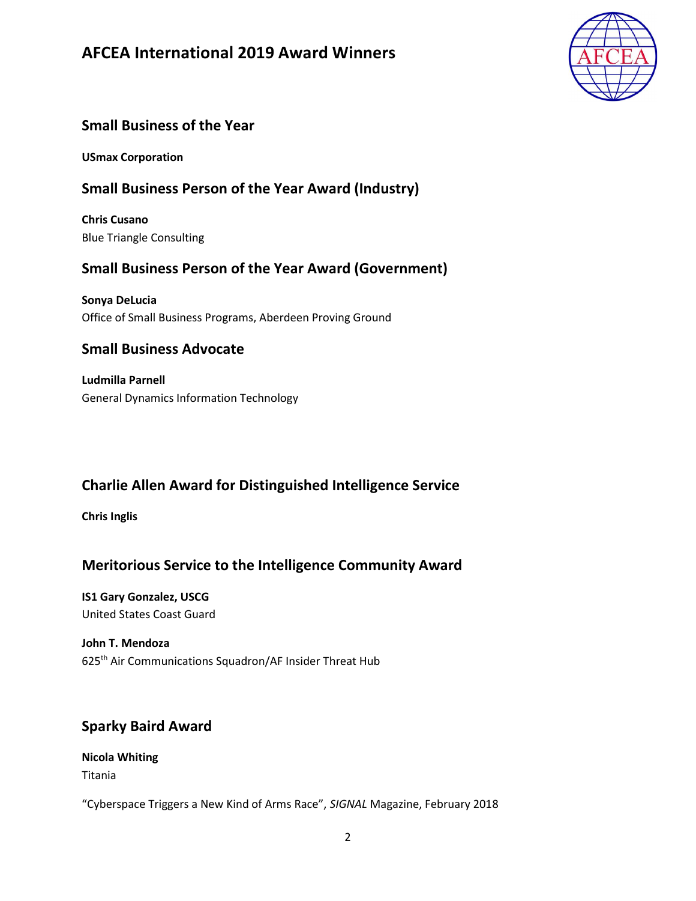# AFCEA International 2019 Award Winners

## Small Business of the Year

**USmax Corporation**

## Small Business Person of the Year Award (Industry)

**Chris Cusano**
Blue Triangle Consulting

## Small Business Person of the Year Award (Government)

**Sonya DeLucia**
Office of Small Business Programs, Aberdeen Proving Ground

## Small Business Advocate

**Ludmilla Parnell**
General Dynamics Information Technology

## Charlie Allen Award for Distinguished Intelligence Service

**Chris Inglis**

## Meritorious Service to the Intelligence Community Award

**IS1 Gary Gonzalez, USCG**
United States Coast Guard

**John T. Mendoza**
625th Air Communications Squadron/AF Insider Threat Hub

## Sparky Baird Award

**Nicola Whiting**
Titania

"Cyberspace Triggers a New Kind of Arms Race", *SIGNAL* Magazine, February 2018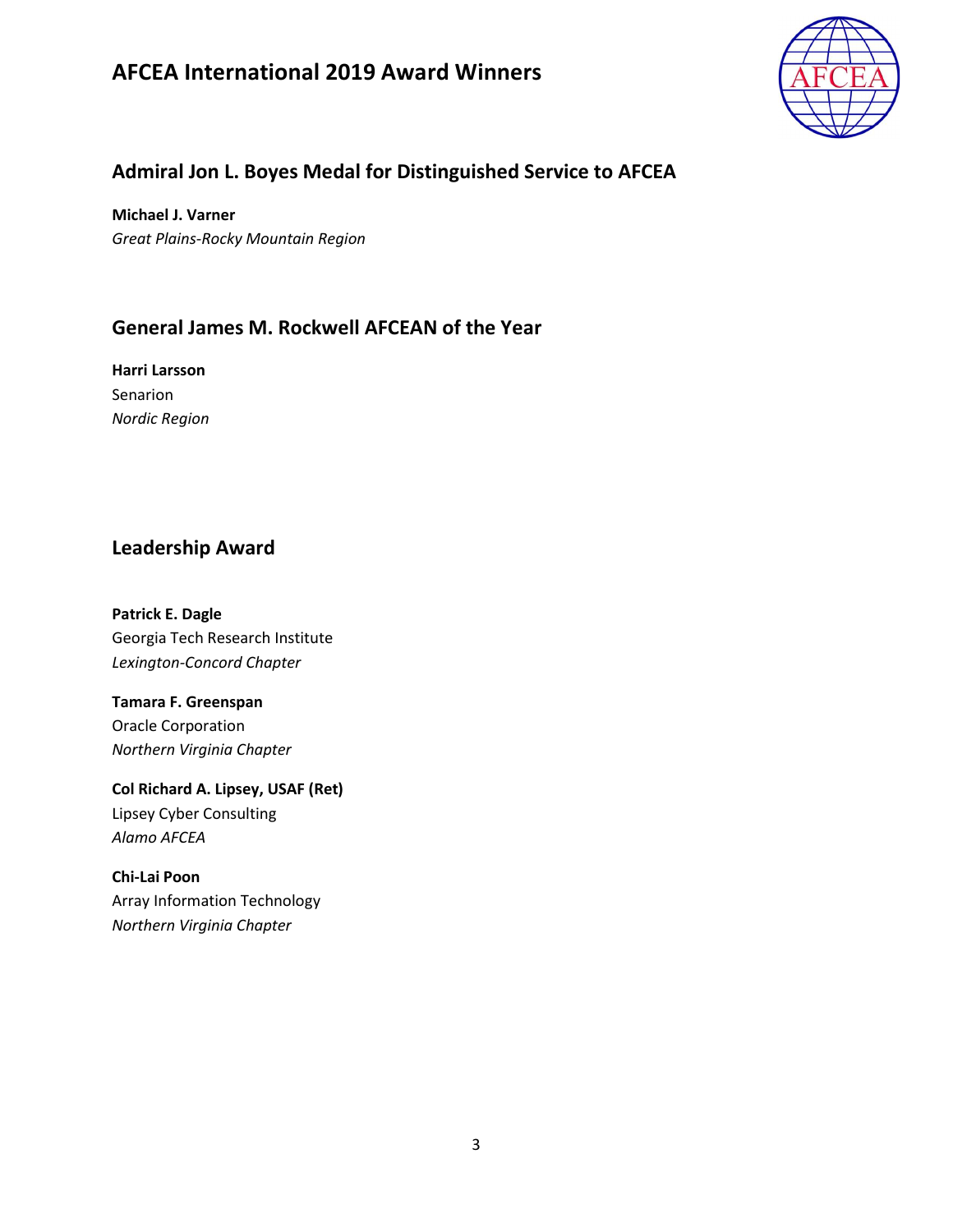# AFCEA International 2019 Award Winners

## Admiral Jon L. Boyes Medal for Distinguished Service to AFCEA

**Michael J. Varner**
*Great Plains-Rocky Mountain Region*

## General James M. Rockwell AFCEAN of the Year

**Harri Larsson**
Senarion
*Nordic Region*

## Leadership Award

**Patrick E. Dagle**
Georgia Tech Research Institute
*Lexington-Concord Chapter*

**Tamara F. Greenspan**
Oracle Corporation
*Northern Virginia Chapter*

**Col Richard A. Lipsey, USAF (Ret)**
Lipsey Cyber Consulting
*Alamo AFCEA*

**Chi-Lai Poon**
Array Information Technology
*Northern Virginia Chapter*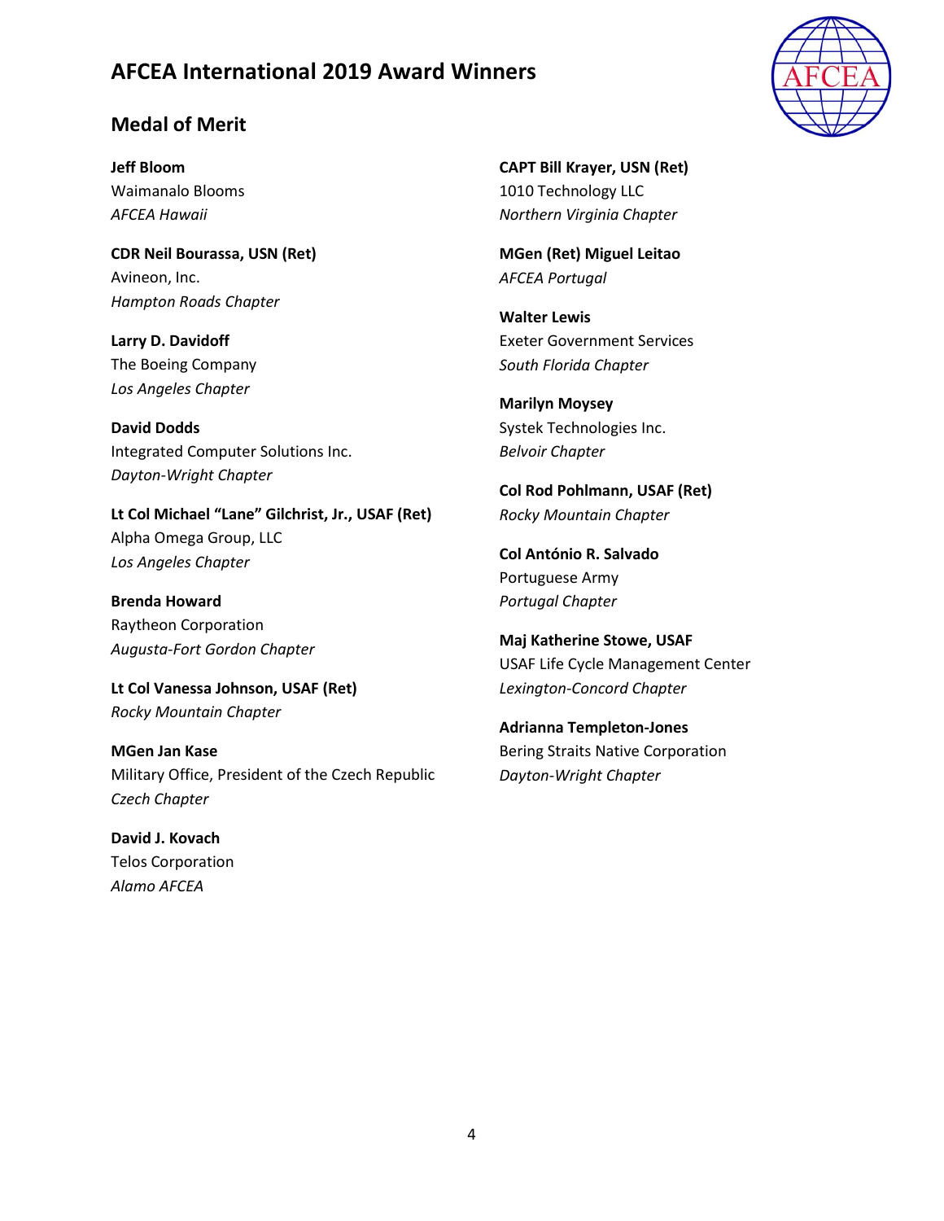# AFCEA International 2019 Award Winners

## Medal of Merit

**Jeff Bloom**
Waimanalo Blooms
*AFCEA Hawaii*

**CDR Neil Bourassa, USN (Ret)**
Avineon, Inc.
*Hampton Roads Chapter*

**Larry D. Davidoff**
The Boeing Company
*Los Angeles Chapter*

**David Dodds**
Integrated Computer Solutions Inc.
*Dayton-Wright Chapter*

**Lt Col Michael "Lane" Gilchrist, Jr., USAF (Ret)**
Alpha Omega Group, LLC
*Los Angeles Chapter*

**Brenda Howard**
Raytheon Corporation
*Augusta-Fort Gordon Chapter*

**Lt Col Vanessa Johnson, USAF (Ret)**
*Rocky Mountain Chapter*

**MGen Jan Kase**
Military Office, President of the Czech Republic
*Czech Chapter*

**David J. Kovach**
Telos Corporation
*Alamo AFCEA*

**CAPT Bill Krayer, USN (Ret)**
1010 Technology LLC
*Northern Virginia Chapter*

**MGen (Ret) Miguel Leitao**
*AFCEA Portugal*

**Walter Lewis**
Exeter Government Services
*South Florida Chapter*

**Marilyn Moysey**
Systek Technologies Inc.
*Belvoir Chapter*

**Col Rod Pohlmann, USAF (Ret)**
*Rocky Mountain Chapter*

**Col António R. Salvado**
Portuguese Army
*Portugal Chapter*

**Maj Katherine Stowe, USAF**
USAF Life Cycle Management Center
*Lexington-Concord Chapter*

**Adrianna Templeton-Jones**
Bering Straits Native Corporation
*Dayton-Wright Chapter*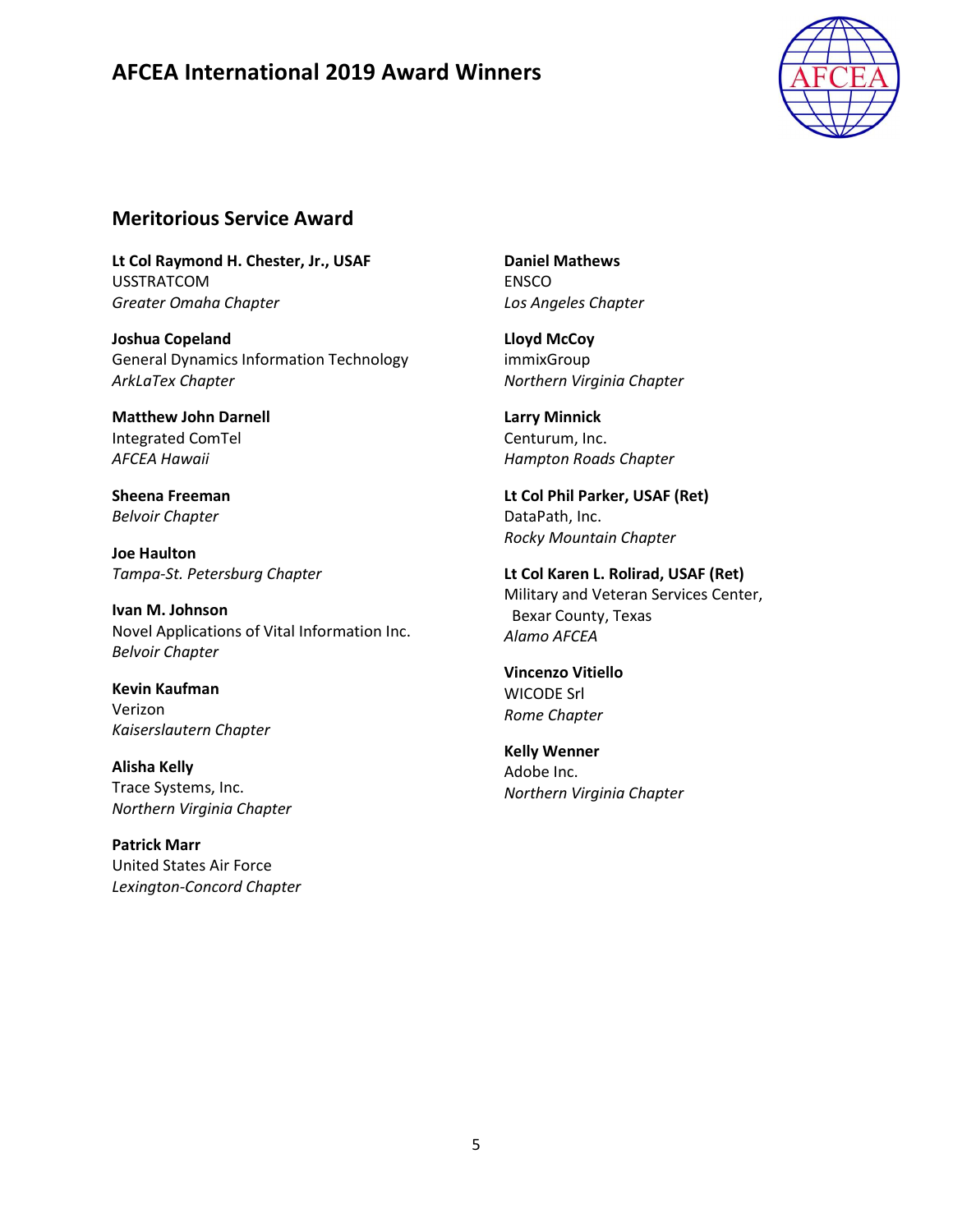# AFCEA International 2019 Award Winners

## Meritorious Service Award

**Lt Col Raymond H. Chester, Jr., USAF**
USSTRATCOM
*Greater Omaha Chapter*

**Joshua Copeland**
General Dynamics Information Technology
*ArkLaTex Chapter*

**Matthew John Darnell**
Integrated ComTel
*AFCEA Hawaii*

**Sheena Freeman**
*Belvoir Chapter*

**Joe Haulton**
*Tampa-St. Petersburg Chapter*

**Ivan M. Johnson**
Novel Applications of Vital Information Inc.
*Belvoir Chapter*

**Kevin Kaufman**
Verizon
*Kaiserslautern Chapter*

**Alisha Kelly**
Trace Systems, Inc.
*Northern Virginia Chapter*

**Patrick Marr**
United States Air Force
*Lexington-Concord Chapter*

**Daniel Mathews**
ENSCO
*Los Angeles Chapter*

**Lloyd McCoy**
immixGroup
*Northern Virginia Chapter*

**Larry Minnick**
Centurum, Inc.
*Hampton Roads Chapter*

**Lt Col Phil Parker, USAF (Ret)**
DataPath, Inc.
*Rocky Mountain Chapter*

**Lt Col Karen L. Rolirad, USAF (Ret)**
Military and Veteran Services Center, Bexar County, Texas
*Alamo AFCEA*

**Vincenzo Vitiello**
WICODE Srl
*Rome Chapter*

**Kelly Wenner**
Adobe Inc.
*Northern Virginia Chapter*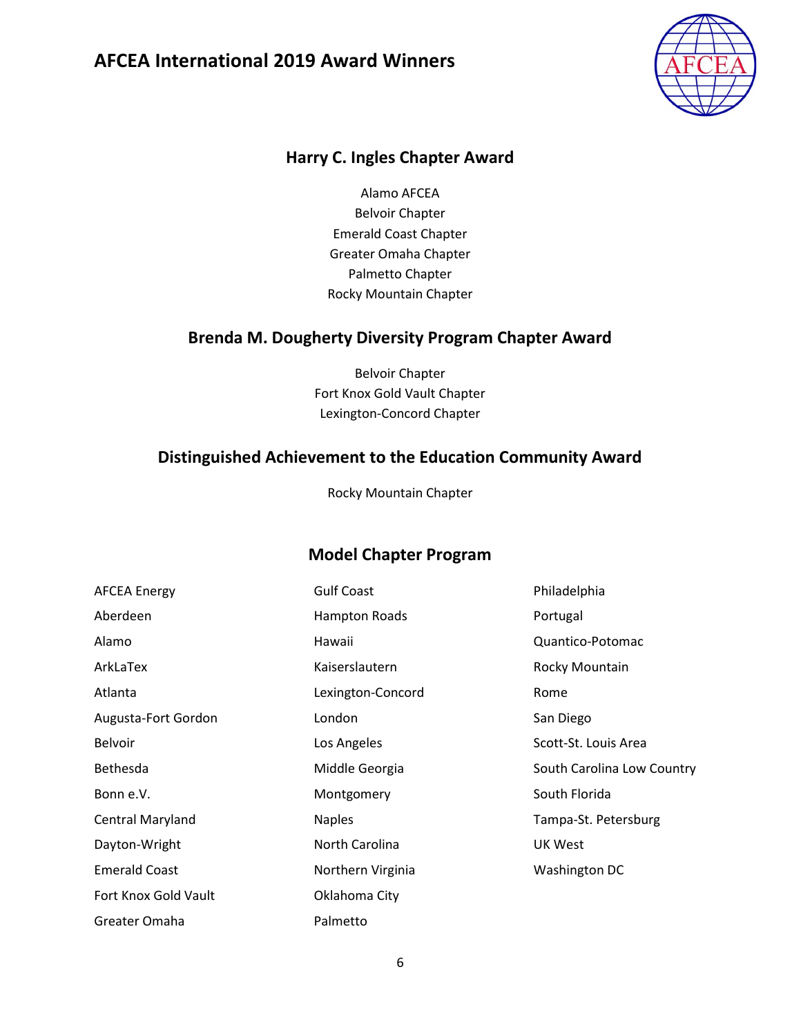# AFCEA International 2019 Award Winners

## Harry C. Ingles Chapter Award

Alamo AFCEA
Belvoir Chapter
Emerald Coast Chapter
Greater Omaha Chapter
Palmetto Chapter
Rocky Mountain Chapter

## Brenda M. Dougherty Diversity Program Chapter Award

Belvoir Chapter
Fort Knox Gold Vault Chapter
Lexington-Concord Chapter

## Distinguished Achievement to the Education Community Award

Rocky Mountain Chapter

## Model Chapter Program

- AFCEA Energy
- Aberdeen
- Alamo
- ArkLaTex
- Atlanta
- Augusta-Fort Gordon
- Belvoir
- Bethesda
- Bonn e.V.
- Central Maryland
- Dayton-Wright
- Emerald Coast
- Fort Knox Gold Vault
- Greater Omaha
- Gulf Coast
- Hampton Roads
- Hawaii
- Kaiserslautern
- Lexington-Concord
- London
- Los Angeles
- Middle Georgia
- Montgomery
- Naples
- North Carolina
- Northern Virginia
- Oklahoma City
- Palmetto
- Philadelphia
- Portugal
- Quantico-Potomac
- Rocky Mountain
- Rome
- San Diego
- Scott-St. Louis Area
- South Carolina Low Country
- South Florida
- Tampa-St. Petersburg
- UK West
- Washington DC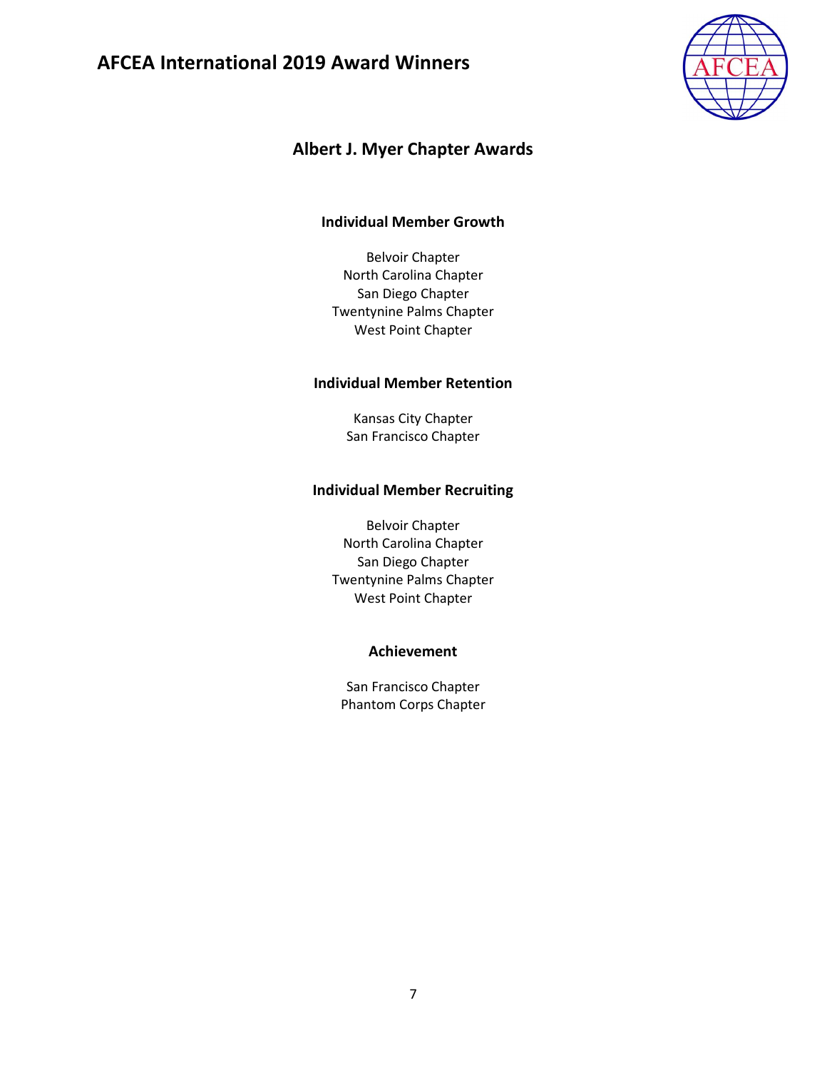# AFCEA International 2019 Award Winners

## Albert J. Myer Chapter Awards

### Individual Member Growth

Belvoir Chapter
North Carolina Chapter
San Diego Chapter
Twentynine Palms Chapter
West Point Chapter

### Individual Member Retention

Kansas City Chapter
San Francisco Chapter

### Individual Member Recruiting

Belvoir Chapter
North Carolina Chapter
San Diego Chapter
Twentynine Palms Chapter
West Point Chapter

### Achievement

San Francisco Chapter
Phantom Corps Chapter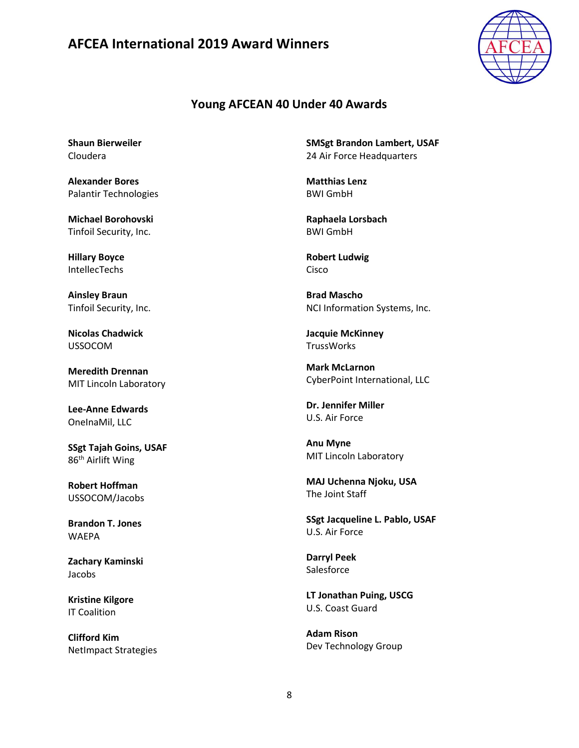# AFCEA International 2019 Award Winners

## Young AFCEAN 40 Under 40 Awards

**Shaun Bierweiler**
Cloudera

**Alexander Bores**
Palantir Technologies

**Michael Borohovski**
Tinfoil Security, Inc.

**Hillary Boyce**
IntellecTechs

**Ainsley Braun**
Tinfoil Security, Inc.

**Nicolas Chadwick**
USSOCOM

**Meredith Drennan**
MIT Lincoln Laboratory

**Lee-Anne Edwards**
OneInaMil, LLC

**SSgt Tajah Goins, USAF**
86th Airlift Wing

**Robert Hoffman**
USSOCOM/Jacobs

**Brandon T. Jones**
WAEPA

**Zachary Kaminski**
Jacobs

**Kristine Kilgore**
IT Coalition

**Clifford Kim**
NetImpact Strategies

**SMSgt Brandon Lambert, USAF**
24 Air Force Headquarters

**Matthias Lenz**
BWI GmbH

**Raphaela Lorsbach**
BWI GmbH

**Robert Ludwig**
Cisco

**Brad Mascho**
NCI Information Systems, Inc.

**Jacquie McKinney**
TrussWorks

**Mark McLarnon**
CyberPoint International, LLC

**Dr. Jennifer Miller**
U.S. Air Force

**Anu Myne**
MIT Lincoln Laboratory

**MAJ Uchenna Njoku, USA**
The Joint Staff

**SSgt Jacqueline L. Pablo, USAF**
U.S. Air Force

**Darryl Peek**
Salesforce

**LT Jonathan Puing, USCG**
U.S. Coast Guard

**Adam Rison**
Dev Technology Group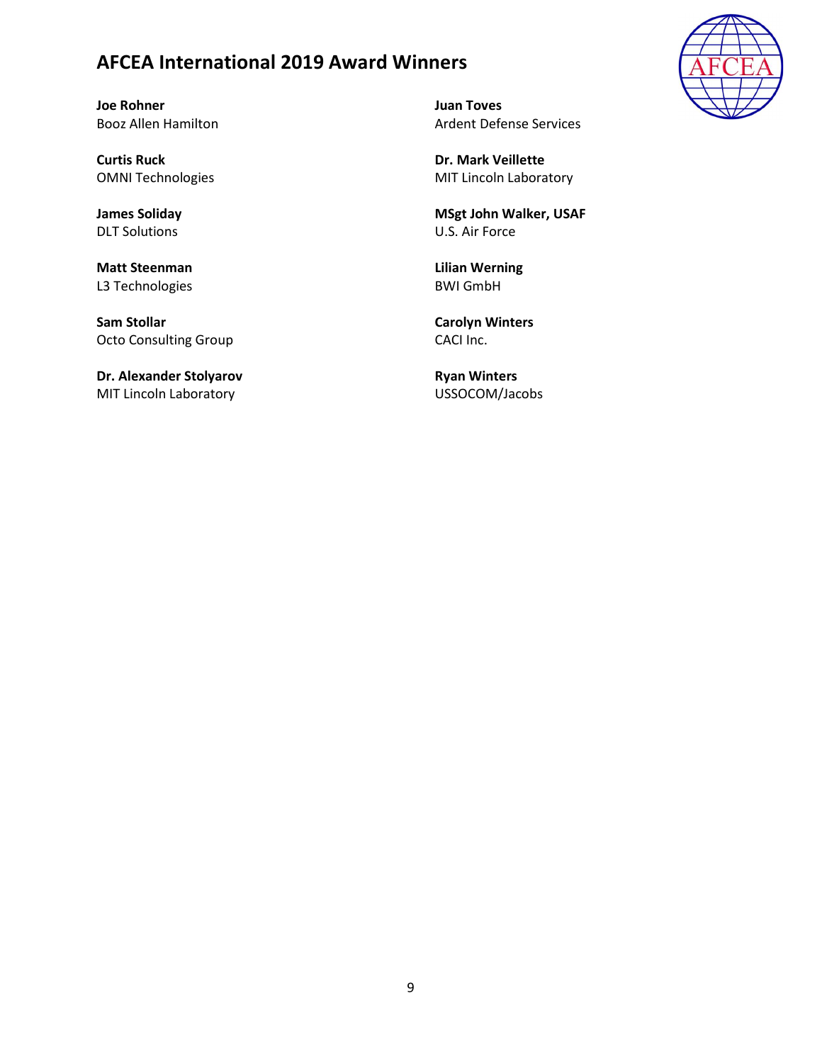## AFCEA International 2019 Award Winners

**Joe Rohner**
Booz Allen Hamilton

**Curtis Ruck**
OMNI Technologies

**James Soliday**
DLT Solutions

**Matt Steenman**
L3 Technologies

**Sam Stollar**
Octo Consulting Group

**Dr. Alexander Stolyarov**
MIT Lincoln Laboratory

**Juan Toves**
Ardent Defense Services

**Dr. Mark Veillette**
MIT Lincoln Laboratory

**MSgt John Walker, USAF**
U.S. Air Force

**Lilian Werning**
BWI GmbH

**Carolyn Winters**
CACI Inc.

**Ryan Winters**
USSOCOM/Jacobs